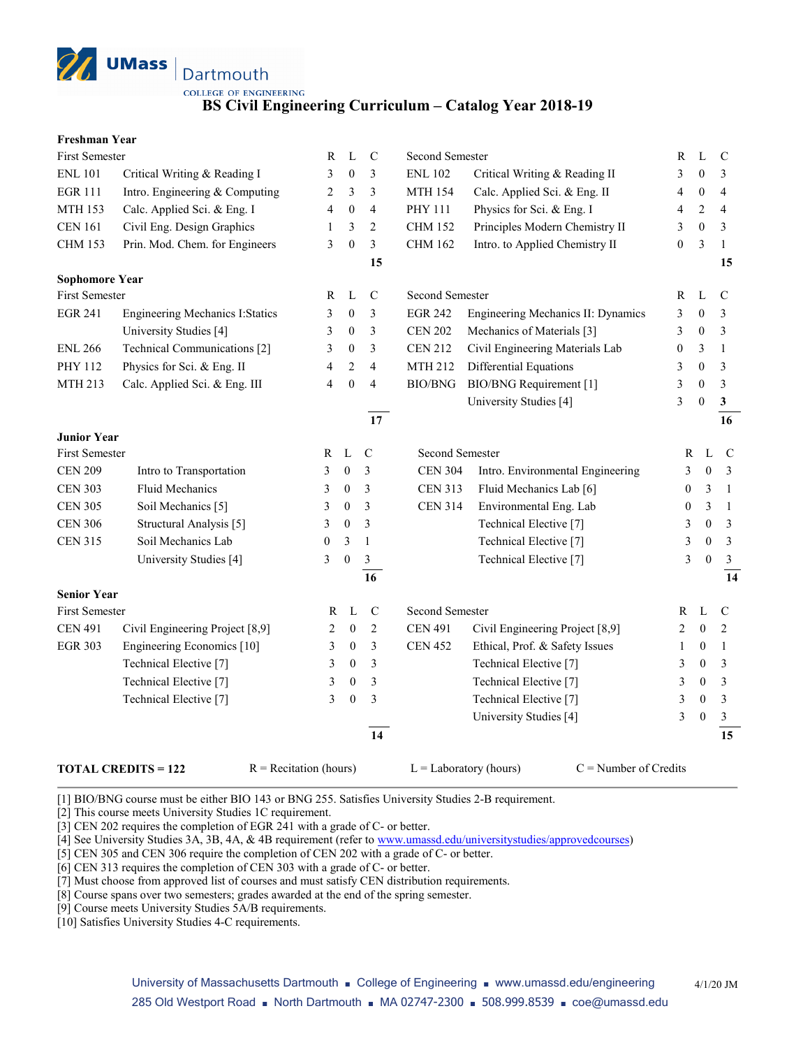UMass Dartmouth
COLLEGE OF ENGINEERING

# BS Civil Engineering Curriculum – Catalog Year 2018-19

## Freshman Year

| First Semester | | R | L | C | Second Semester | | R | L | C |
|---|---|---|---|---|---|---|---|---|---|
| ENL 101 | Critical Writing & Reading I | 3 | 0 | 3 | ENL 102 | Critical Writing & Reading II | 3 | 0 | 3 |
| EGR 111 | Intro. Engineering & Computing | 2 | 3 | 3 | MTH 154 | Calc. Applied Sci. & Eng. II | 4 | 0 | 4 |
| MTH 153 | Calc. Applied Sci. & Eng. I | 4 | 0 | 4 | PHY 111 | Physics for Sci. & Eng. I | 4 | 2 | 4 |
| CEN 161 | Civil Eng. Design Graphics | 1 | 3 | 2 | CHM 152 | Principles Modern Chemistry II | 3 | 0 | 3 |
| CHM 153 | Prin. Mod. Chem. for Engineers | 3 | 0 | 3 | CHM 162 | Intro. to Applied Chemistry II | 0 | 3 | 1 |
| | | | | **15** | | | | | **15** |

## Sophomore Year

| First Semester | | R | L | C | Second Semester | | R | L | C |
|---|---|---|---|---|---|---|---|---|---|
| EGR 241 | Engineering Mechanics I:Statics | 3 | 0 | 3 | EGR 242 | Engineering Mechanics II: Dynamics | 3 | 0 | 3 |
| | University Studies [4] | 3 | 0 | 3 | CEN 202 | Mechanics of Materials [3] | 3 | 0 | 3 |
| ENL 266 | Technical Communications [2] | 3 | 0 | 3 | CEN 212 | Civil Engineering Materials Lab | 0 | 3 | 1 |
| PHY 112 | Physics for Sci. & Eng. II | 4 | 2 | 4 | MTH 212 | Differential Equations | 3 | 0 | 3 |
| MTH 213 | Calc. Applied Sci. & Eng. III | 4 | 0 | 4 | BIO/BNG | BIO/BNG Requirement [1] | 3 | 0 | 3 |
| | | | | | | University Studies [4] | 3 | 0 | 3 |
| | | | | **17** | | | | | **16** |

## Junior Year

| First Semester | | R | L | C | Second Semester | | R | L | C |
|---|---|---|---|---|---|---|---|---|---|
| CEN 209 | Intro to Transportation | 3 | 0 | 3 | CEN 304 | Intro. Environmental Engineering | 3 | 0 | 3 |
| CEN 303 | Fluid Mechanics | 3 | 0 | 3 | CEN 313 | Fluid Mechanics Lab [6] | 0 | 3 | 1 |
| CEN 305 | Soil Mechanics [5] | 3 | 0 | 3 | CEN 314 | Environmental Eng. Lab | 0 | 3 | 1 |
| CEN 306 | Structural Analysis [5] | 3 | 0 | 3 | | Technical Elective [7] | 3 | 0 | 3 |
| CEN 315 | Soil Mechanics Lab | 0 | 3 | 1 | | Technical Elective [7] | 3 | 0 | 3 |
| | University Studies [4] | 3 | 0 | 3 | | Technical Elective [7] | 3 | 0 | 3 |
| | | | | **16** | | | | | **14** |

## Senior Year

| First Semester | | R | L | C | Second Semester | | R | L | C |
|---|---|---|---|---|---|---|---|---|---|
| CEN 491 | Civil Engineering Project [8,9] | 2 | 0 | 2 | CEN 491 | Civil Engineering Project [8,9] | 2 | 0 | 2 |
| EGR 303 | Engineering Economics [10] | 3 | 0 | 3 | CEN 452 | Ethical, Prof. & Safety Issues | 1 | 0 | 1 |
| | Technical Elective [7] | 3 | 0 | 3 | | Technical Elective [7] | 3 | 0 | 3 |
| | Technical Elective [7] | 3 | 0 | 3 | | Technical Elective [7] | 3 | 0 | 3 |
| | Technical Elective [7] | 3 | 0 | 3 | | Technical Elective [7] | 3 | 0 | 3 |
| | | | | | | University Studies [4] | 3 | 0 | 3 |
| | | | | **14** | | | | | **15** |

**TOTAL CREDITS = 122** R = Recitation (hours) L = Laboratory (hours) C = Number of Credits

[1] BIO/BNG course must be either BIO 143 or BNG 255. Satisfies University Studies 2-B requirement.
[2] This course meets University Studies 1C requirement.
[3] CEN 202 requires the completion of EGR 241 with a grade of C- or better.
[4] See University Studies 3A, 3B, 4A, & 4B requirement (refer to www.umassd.edu/universitystudies/approvedcourses)
[5] CEN 305 and CEN 306 require the completion of CEN 202 with a grade of C- or better.
[6] CEN 313 requires the completion of CEN 303 with a grade of C- or better.
[7] Must choose from approved list of courses and must satisfy CEN distribution requirements.
[8] Course spans over two semesters; grades awarded at the end of the spring semester.
[9] Course meets University Studies 5A/B requirements.
[10] Satisfies University Studies 4-C requirements.

University of Massachusetts Dartmouth ■ College of Engineering ■ www.umassd.edu/engineering
285 Old Westport Road ■ North Dartmouth ■ MA 02747-2300 ■ 508.999.8539 ■ coe@umassd.edu

4/1/20 JM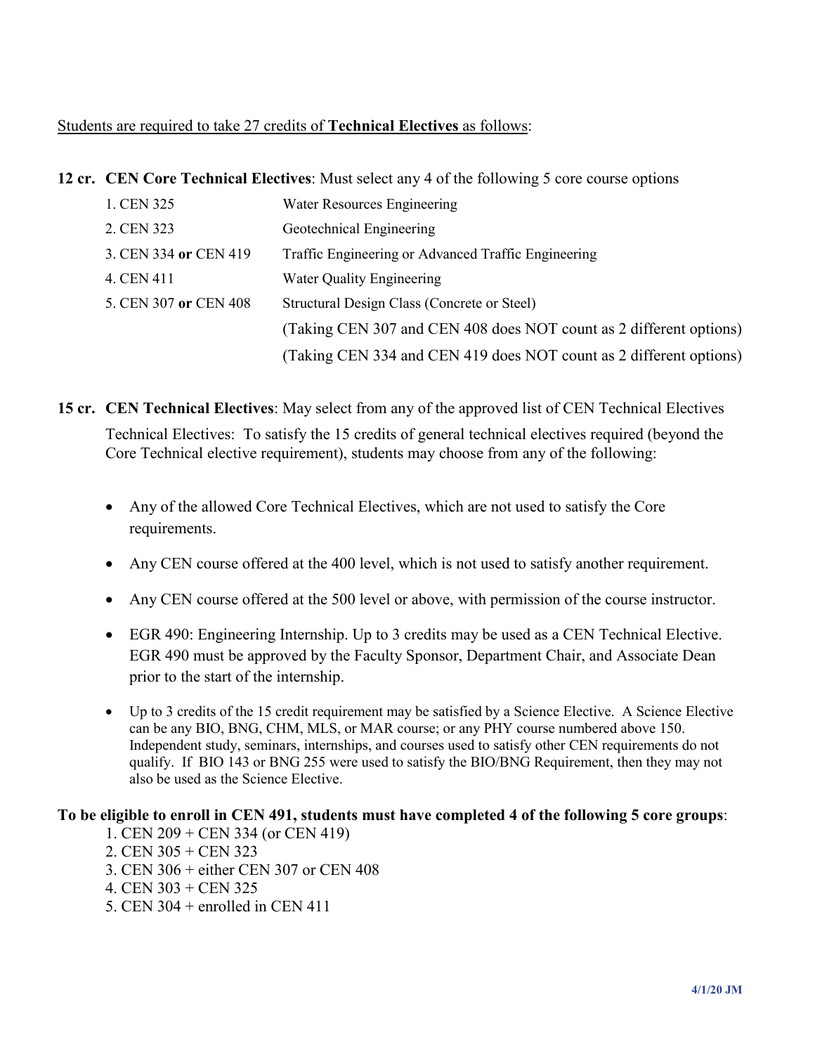<u>Students are required to take 27 credits of **Technical Electives** as follows</u>:

**12 cr. CEN Core Technical Electives**: Must select any 4 of the following 5 core course options

| | |
|---|---|
| 1. CEN 325 | Water Resources Engineering |
| 2. CEN 323 | Geotechnical Engineering |
| 3. CEN 334 **or** CEN 419 | Traffic Engineering or Advanced Traffic Engineering |
| 4. CEN 411 | Water Quality Engineering |
| 5. CEN 307 **or** CEN 408 | Structural Design Class (Concrete or Steel) |
| | (Taking CEN 307 and CEN 408 does NOT count as 2 different options) |
| | (Taking CEN 334 and CEN 419 does NOT count as 2 different options) |

**15 cr. CEN Technical Electives**: May select from any of the approved list of CEN Technical Electives

Technical Electives: To satisfy the 15 credits of general technical electives required (beyond the Core Technical elective requirement), students may choose from any of the following:

- Any of the allowed Core Technical Electives, which are not used to satisfy the Core requirements.
- Any CEN course offered at the 400 level, which is not used to satisfy another requirement.
- Any CEN course offered at the 500 level or above, with permission of the course instructor.
- EGR 490: Engineering Internship. Up to 3 credits may be used as a CEN Technical Elective. EGR 490 must be approved by the Faculty Sponsor, Department Chair, and Associate Dean prior to the start of the internship.
- Up to 3 credits of the 15 credit requirement may be satisfied by a Science Elective. A Science Elective can be any BIO, BNG, CHM, MLS, or MAR course; or any PHY course numbered above 150. Independent study, seminars, internships, and courses used to satisfy other CEN requirements do not qualify. If BIO 143 or BNG 255 were used to satisfy the BIO/BNG Requirement, then they may not also be used as the Science Elective.

**To be eligible to enroll in CEN 491, students must have completed 4 of the following 5 core groups**:

1. CEN 209 + CEN 334 (or CEN 419)
2. CEN 305 + CEN 323
3. CEN 306 + either CEN 307 or CEN 408
4. CEN 303 + CEN 325
5. CEN 304 + enrolled in CEN 411

4/1/20 JM